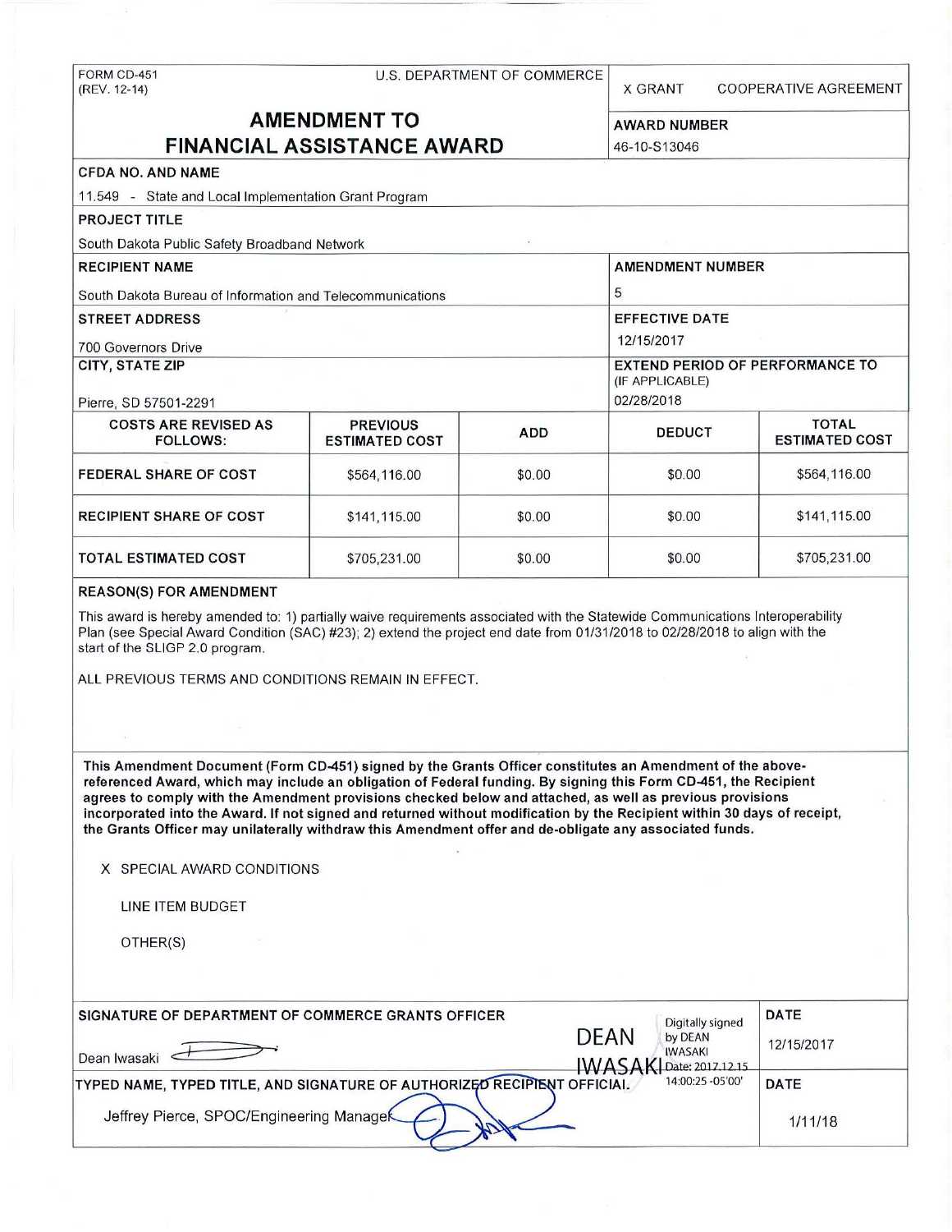FORM CD-451
(REV. 12-14)

U.S. DEPARTMENT OF COMMERCE

X GRANT    COOPERATIVE AGREEMENT

# AMENDMENT TO FINANCIAL ASSISTANCE AWARD

**AWARD NUMBER**
46-10-S13046

**CFDA NO. AND NAME**
11.549 - State and Local Implementation Grant Program

**PROJECT TITLE**
South Dakota Public Safety Broadband Network

**RECIPIENT NAME**
South Dakota Bureau of Information and Telecommunications

**AMENDMENT NUMBER**
5

**STREET ADDRESS**
700 Governors Drive

**EFFECTIVE DATE**
12/15/2017

**CITY, STATE ZIP**
Pierre, SD 57501-2291

**EXTEND PERIOD OF PERFORMANCE TO** (IF APPLICABLE)
02/28/2018

| COSTS ARE REVISED AS FOLLOWS: | PREVIOUS ESTIMATED COST | ADD | DEDUCT | TOTAL ESTIMATED COST |
|---|---|---|---|---|
| FEDERAL SHARE OF COST | $564,116.00 | $0.00 | $0.00 | $564,116.00 |
| RECIPIENT SHARE OF COST | $141,115.00 | $0.00 | $0.00 | $141,115.00 |
| TOTAL ESTIMATED COST | $705,231.00 | $0.00 | $0.00 | $705,231.00 |

**REASON(S) FOR AMENDMENT**

This award is hereby amended to: 1) partially waive requirements associated with the Statewide Communications Interoperability Plan (see Special Award Condition (SAC) #23); 2) extend the project end date from 01/31/2018 to 02/28/2018 to align with the start of the SLIGP 2.0 program.

ALL PREVIOUS TERMS AND CONDITIONS REMAIN IN EFFECT.

**This Amendment Document (Form CD-451) signed by the Grants Officer constitutes an Amendment of the above-referenced Award, which may include an obligation of Federal funding. By signing this Form CD-451, the Recipient agrees to comply with the Amendment provisions checked below and attached, as well as previous provisions incorporated into the Award. If not signed and returned without modification by the Recipient within 30 days of receipt, the Grants Officer may unilaterally withdraw this Amendment offer and de-obligate any associated funds.**

X SPECIAL AWARD CONDITIONS

LINE ITEM BUDGET

OTHER(S)

**SIGNATURE OF DEPARTMENT OF COMMERCE GRANTS OFFICER**

Dean Iwasaki

DEAN IWASAKI Digitally signed by DEAN IWASAKI Date: 2017.12.15 14:00:25 -05'00'

**DATE**
12/15/2017

**TYPED NAME, TYPED TITLE, AND SIGNATURE OF AUTHORIZED RECIPIENT OFFICIAL**

Jeffrey Pierce, SPOC/Engineering Manager

**DATE**
1/11/18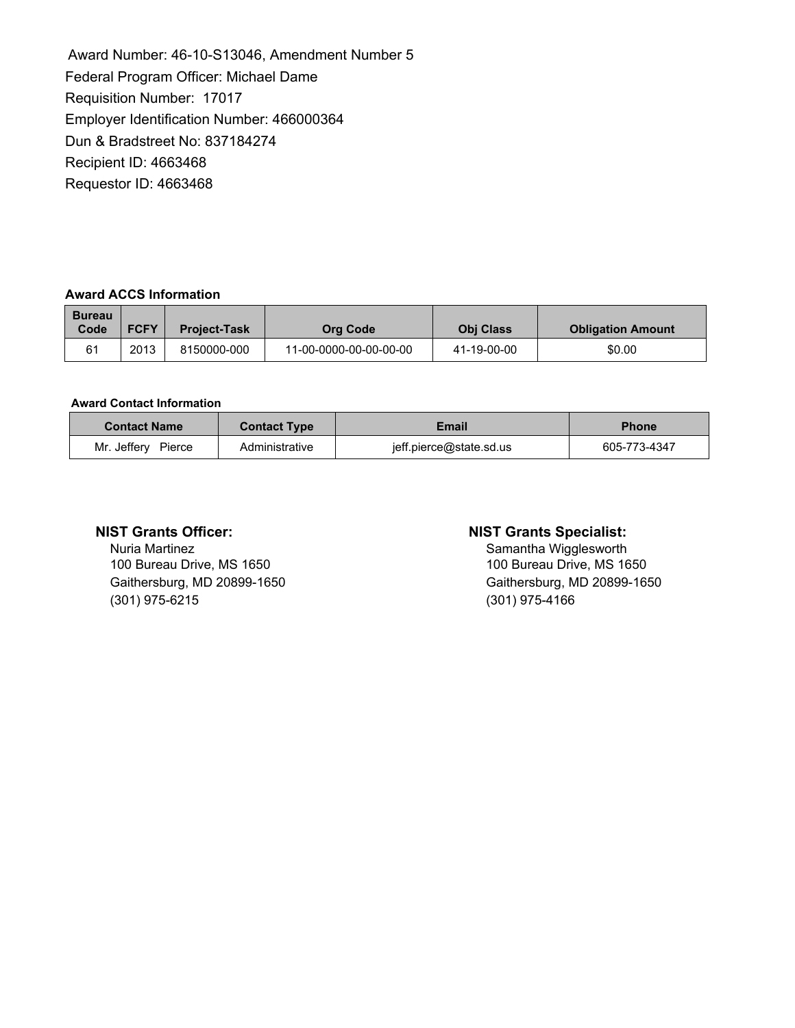Award Number: 46-10-S13046, Amendment Number 5
Federal Program Officer: Michael Dame
Requisition Number: 17017
Employer Identification Number: 466000364
Dun & Bradstreet No: 837184274
Recipient ID: 4663468
Requestor ID: 4663468

**Award ACCS Information**

| Bureau Code | FCFY | Project-Task | Org Code | Obj Class | Obligation Amount |
|---|---|---|---|---|---|
| 61 | 2013 | 8150000-000 | 11-00-0000-00-00-00-00 | 41-19-00-00 | $0.00 |

**Award Contact Information**

| Contact Name | Contact Type | Email | Phone |
|---|---|---|---|
| Mr. Jeffery Pierce | Administrative | jeff.pierce@state.sd.us | 605-773-4347 |

**NIST Grants Officer:**
Nuria Martinez
100 Bureau Drive, MS 1650
Gaithersburg, MD 20899-1650
(301) 975-6215

**NIST Grants Specialist:**
Samantha Wigglesworth
100 Bureau Drive, MS 1650
Gaithersburg, MD 20899-1650
(301) 975-4166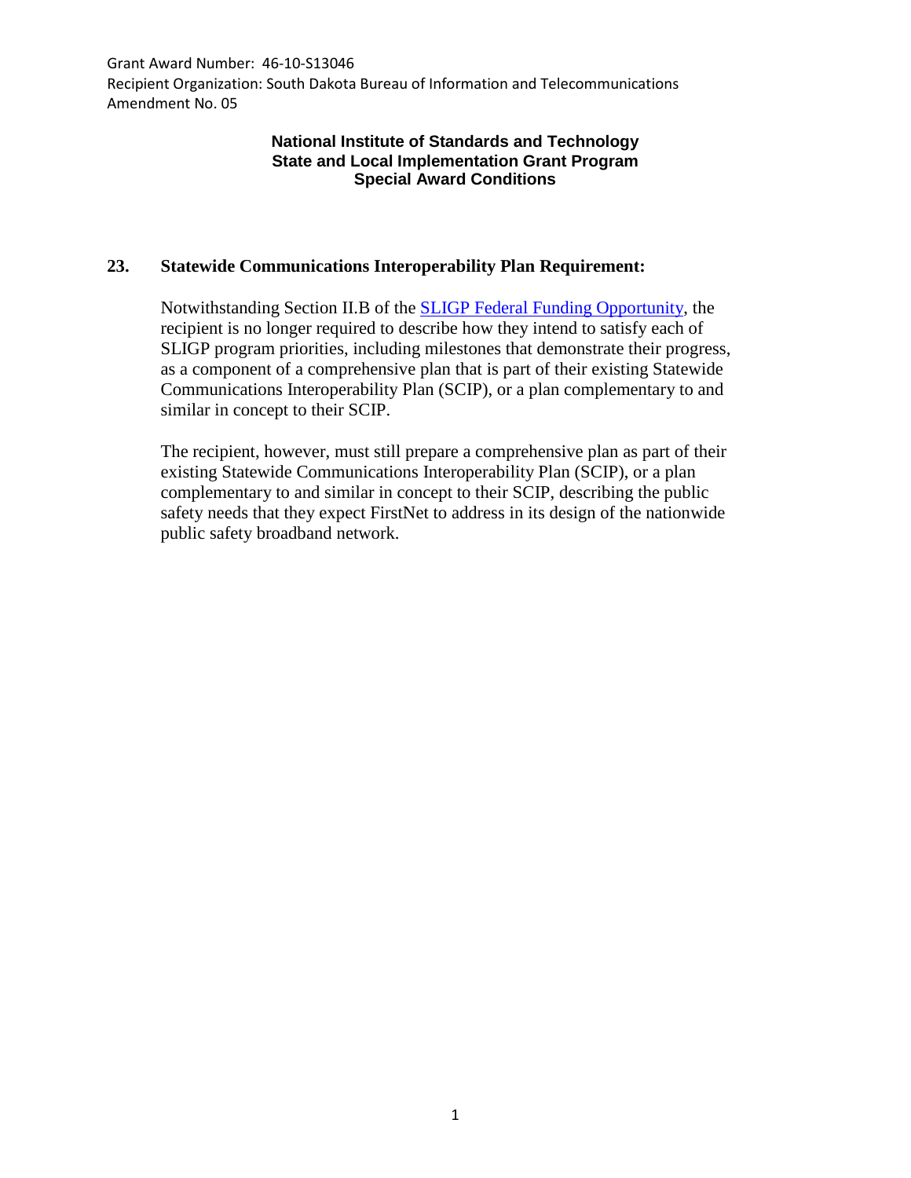Grant Award Number: 46-10-S13046
Recipient Organization: South Dakota Bureau of Information and Telecommunications
Amendment No. 05

**National Institute of Standards and Technology**
**State and Local Implementation Grant Program**
**Special Award Conditions**

## 23. Statewide Communications Interoperability Plan Requirement:

Notwithstanding Section II.B of the SLIGP Federal Funding Opportunity, the recipient is no longer required to describe how they intend to satisfy each of SLIGP program priorities, including milestones that demonstrate their progress, as a component of a comprehensive plan that is part of their existing Statewide Communications Interoperability Plan (SCIP), or a plan complementary to and similar in concept to their SCIP.

The recipient, however, must still prepare a comprehensive plan as part of their existing Statewide Communications Interoperability Plan (SCIP), or a plan complementary to and similar in concept to their SCIP, describing the public safety needs that they expect FirstNet to address in its design of the nationwide public safety broadband network.